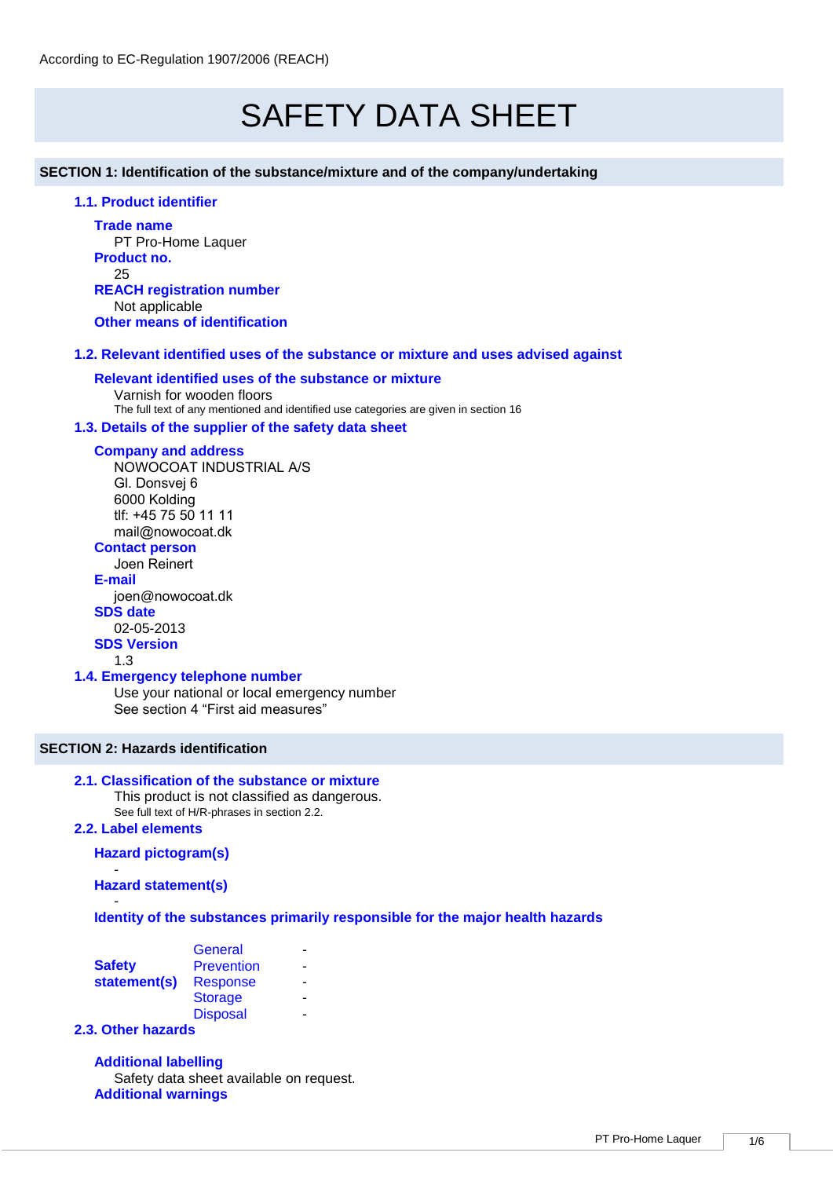According to EC-Regulation 1907/2006 (REACH)

# SAFETY DATA SHEET

## SECTION 1: Identification of the substance/mixture and of the company/undertaking

### 1.1. Product identifier

**Trade name**
PT Pro-Home Laquer

**Product no.**
25

**REACH registration number**
Not applicable

**Other means of identification**

### 1.2. Relevant identified uses of the substance or mixture and uses advised against

**Relevant identified uses of the substance or mixture**
Varnish for wooden floors
The full text of any mentioned and identified use categories are given in section 16

### 1.3. Details of the supplier of the safety data sheet

**Company and address**
NOWOCOAT INDUSTRIAL A/S
Gl. Donsvej 6
6000 Kolding
tlf: +45 75 50 11 11
mail@nowocoat.dk

**Contact person**
Joen Reinert

**E-mail**
joen@nowocoat.dk

**SDS date**
02-05-2013

**SDS Version**
1.3

### 1.4. Emergency telephone number

Use your national or local emergency number
See section 4 "First aid measures"

## SECTION 2: Hazards identification

### 2.1. Classification of the substance or mixture

This product is not classified as dangerous.
See full text of H/R-phrases in section 2.2.

### 2.2. Label elements

**Hazard pictogram(s)**
-

**Hazard statement(s)**
-

**Identity of the substances primarily responsible for the major health hazards**

| Safety statement(s) | | |
|---|---|---|
| | General | - |
| | Prevention | - |
| | Response | - |
| | Storage | - |
| | Disposal | - |

### 2.3. Other hazards

**Additional labelling**
Safety data sheet available on request.

**Additional warnings**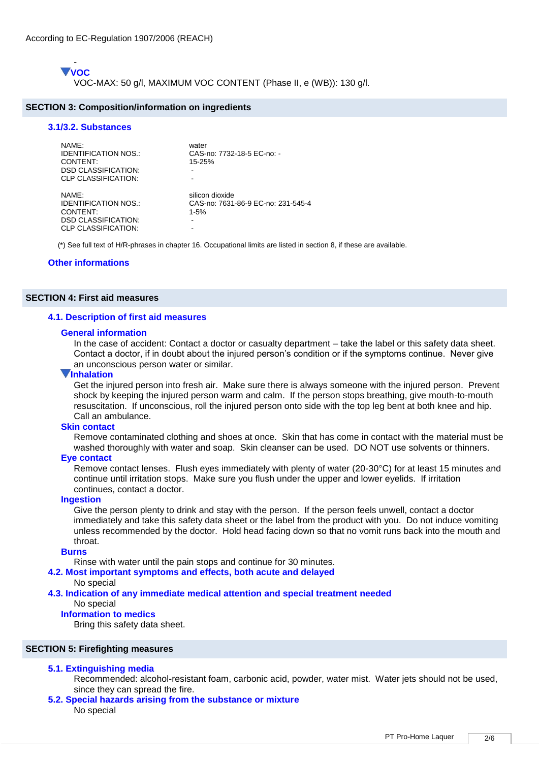According to EC-Regulation 1907/2006 (REACH)

-

**VOC**

VOC-MAX: 50 g/l, MAXIMUM VOC CONTENT (Phase II, e (WB)): 130 g/l.

## SECTION 3: Composition/information on ingredients

### 3.1/3.2. Substances

| | |
|---|---|
| NAME: | water |
| IDENTIFICATION NOS.: | CAS-no: 7732-18-5 EC-no: - |
| CONTENT: | 15-25% |
| DSD CLASSIFICATION: | - |
| CLP CLASSIFICATION: | - |

| | |
|---|---|
| NAME: | silicon dioxide |
| IDENTIFICATION NOS.: | CAS-no: 7631-86-9 EC-no: 231-545-4 |
| CONTENT: | 1-5% |
| DSD CLASSIFICATION: | - |
| CLP CLASSIFICATION: | - |

(*) See full text of H/R-phrases in chapter 16. Occupational limits are listed in section 8, if these are available.

### Other informations

## SECTION 4: First aid measures

### 4.1. Description of first aid measures

**General information**

In the case of accident: Contact a doctor or casualty department – take the label or this safety data sheet. Contact a doctor, if in doubt about the injured person's condition or if the symptoms continue. Never give an unconscious person water or similar.

**Inhalation**

Get the injured person into fresh air. Make sure there is always someone with the injured person. Prevent shock by keeping the injured person warm and calm. If the person stops breathing, give mouth-to-mouth resuscitation. If unconscious, roll the injured person onto side with the top leg bent at both knee and hip. Call an ambulance.

**Skin contact**

Remove contaminated clothing and shoes at once. Skin that has come in contact with the material must be washed thoroughly with water and soap. Skin cleanser can be used. DO NOT use solvents or thinners.

**Eye contact**

Remove contact lenses. Flush eyes immediately with plenty of water (20-30°C) for at least 15 minutes and continue until irritation stops. Make sure you flush under the upper and lower eyelids. If irritation continues, contact a doctor.

**Ingestion**

Give the person plenty to drink and stay with the person. If the person feels unwell, contact a doctor immediately and take this safety data sheet or the label from the product with you. Do not induce vomiting unless recommended by the doctor. Hold head facing down so that no vomit runs back into the mouth and throat.

**Burns**

Rinse with water until the pain stops and continue for 30 minutes.

### 4.2. Most important symptoms and effects, both acute and delayed

No special

### 4.3. Indication of any immediate medical attention and special treatment needed

No special

**Information to medics**

Bring this safety data sheet.

## SECTION 5: Firefighting measures

### 5.1. Extinguishing media

Recommended: alcohol-resistant foam, carbonic acid, powder, water mist. Water jets should not be used, since they can spread the fire.

### 5.2. Special hazards arising from the substance or mixture

No special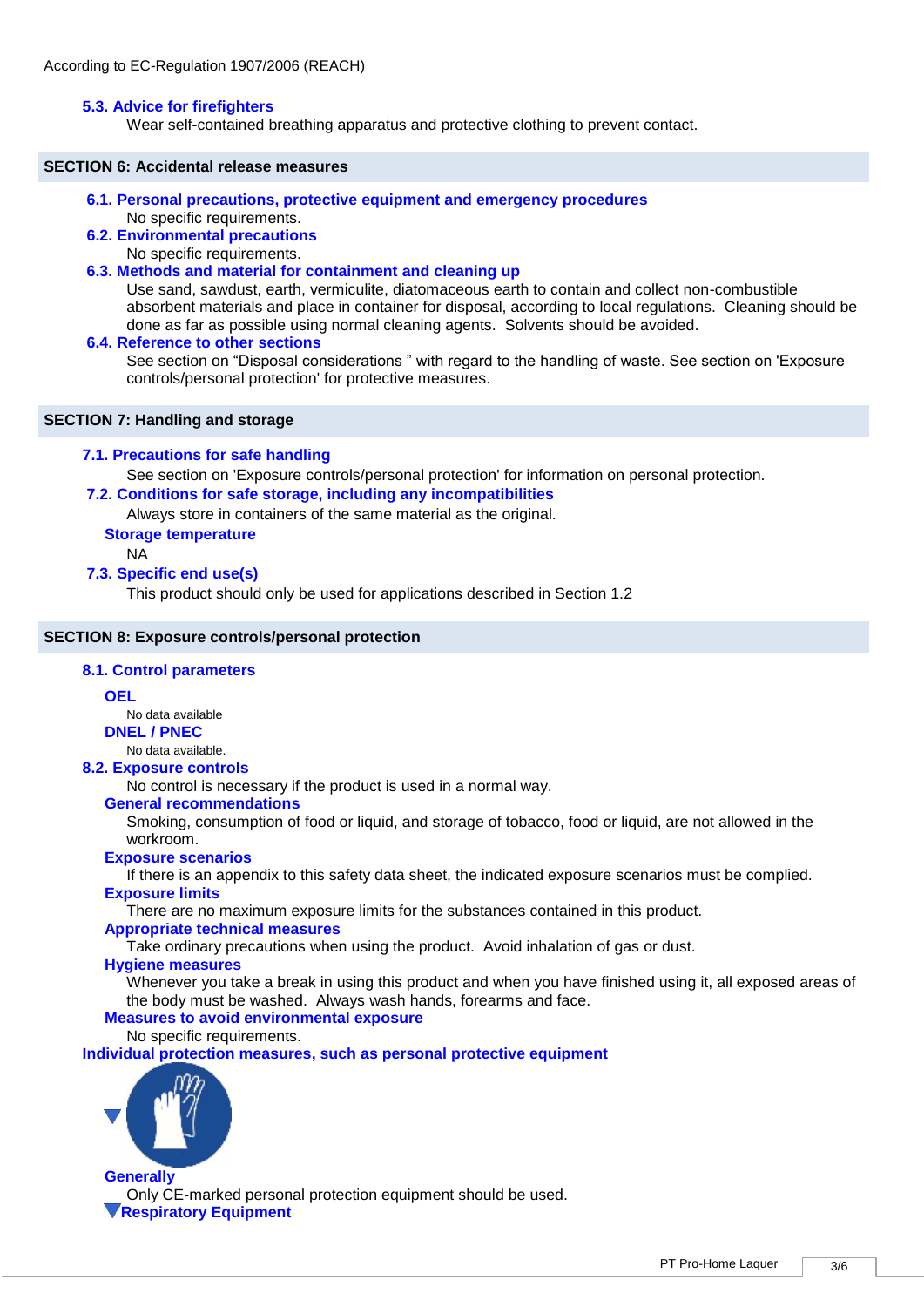According to EC-Regulation 1907/2006 (REACH)

### 5.3. Advice for firefighters

Wear self-contained breathing apparatus and protective clothing to prevent contact.

## SECTION 6: Accidental release measures

### 6.1. Personal precautions, protective equipment and emergency procedures

No specific requirements.

### 6.2. Environmental precautions

No specific requirements.

### 6.3. Methods and material for containment and cleaning up

Use sand, sawdust, earth, vermiculite, diatomaceous earth to contain and collect non-combustible absorbent materials and place in container for disposal, according to local regulations. Cleaning should be done as far as possible using normal cleaning agents. Solvents should be avoided.

### 6.4. Reference to other sections

See section on “Disposal considerations ” with regard to the handling of waste. See section on 'Exposure controls/personal protection' for protective measures.

## SECTION 7: Handling and storage

### 7.1. Precautions for safe handling

See section on 'Exposure controls/personal protection' for information on personal protection.

### 7.2. Conditions for safe storage, including any incompatibilities

Always store in containers of the same material as the original.

#### Storage temperature

NA

### 7.3. Specific end use(s)

This product should only be used for applications described in Section 1.2

## SECTION 8: Exposure controls/personal protection

### 8.1. Control parameters

#### OEL

No data available

#### DNEL / PNEC

No data available.

### 8.2. Exposure controls

No control is necessary if the product is used in a normal way.

#### General recommendations

Smoking, consumption of food or liquid, and storage of tobacco, food or liquid, are not allowed in the workroom.

#### Exposure scenarios

If there is an appendix to this safety data sheet, the indicated exposure scenarios must be complied.

#### Exposure limits

There are no maximum exposure limits for the substances contained in this product.

#### Appropriate technical measures

Take ordinary precautions when using the product. Avoid inhalation of gas or dust.

#### Hygiene measures

Whenever you take a break in using this product and when you have finished using it, all exposed areas of the body must be washed. Always wash hands, forearms and face.

#### Measures to avoid environmental exposure

No specific requirements.

### Individual protection measures, such as personal protective equipment

#### Generally

Only CE-marked personal protection equipment should be used.

#### Respiratory Equipment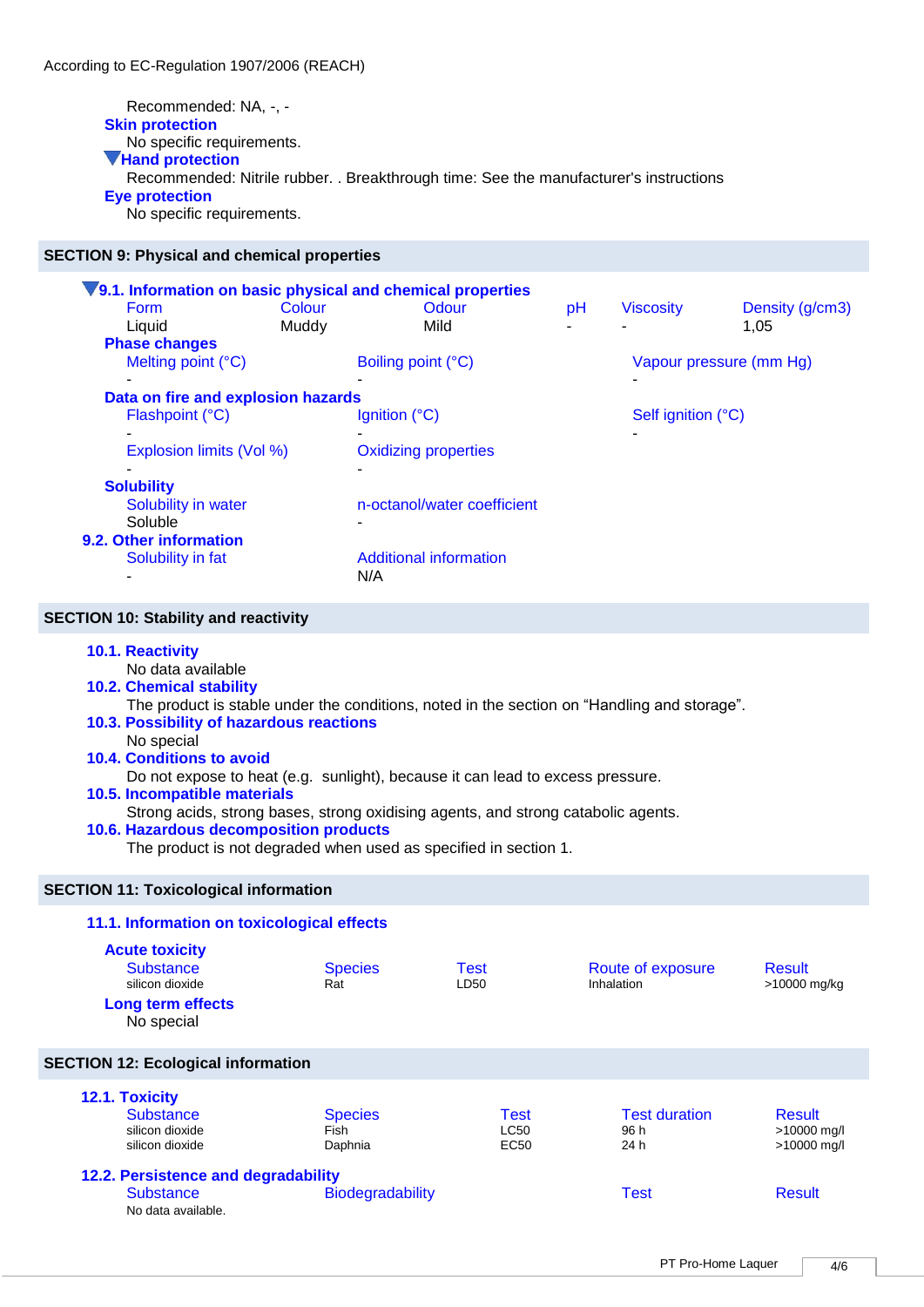According to EC-Regulation 1907/2006 (REACH)

Recommended: NA, -, -

**Skin protection**

No specific requirements.

**Hand protection**

Recommended: Nitrile rubber. . Breakthrough time: See the manufacturer's instructions

**Eye protection**

No specific requirements.

## SECTION 9: Physical and chemical properties

### 9.1. Information on basic physical and chemical properties

| Form | Colour | Odour | pH | Viscosity | Density (g/cm3) |
|---|---|---|---|---|---|
| Liquid | Muddy | Mild | - | - | 1,05 |

**Phase changes**

| Melting point (°C) | Boiling point (°C) | Vapour pressure (mm Hg) |
|---|---|---|
| - | - | - |

**Data on fire and explosion hazards**

| Flashpoint (°C) | Ignition (°C) | Self ignition (°C) |
|---|---|---|
| - | - | - |

| Explosion limits (Vol %) | Oxidizing properties |
|---|---|
| - | - |

**Solubility**

| Solubility in water | n-octanol/water coefficient |
|---|---|
| Soluble | - |

### 9.2. Other information

| Solubility in fat | Additional information |
|---|---|
| - | N/A |

## SECTION 10: Stability and reactivity

### 10.1. Reactivity

No data available

### 10.2. Chemical stability

The product is stable under the conditions, noted in the section on “Handling and storage”.

### 10.3. Possibility of hazardous reactions

No special

### 10.4. Conditions to avoid

Do not expose to heat (e.g. sunlight), because it can lead to excess pressure.

### 10.5. Incompatible materials

Strong acids, strong bases, strong oxidising agents, and strong catabolic agents.

### 10.6. Hazardous decomposition products

The product is not degraded when used as specified in section 1.

## SECTION 11: Toxicological information

### 11.1. Information on toxicological effects

**Acute toxicity**

| Substance | Species | Test | Route of exposure | Result |
|---|---|---|---|---|
| silicon dioxide | Rat | LD50 | Inhalation | >10000 mg/kg |

**Long term effects**

No special

## SECTION 12: Ecological information

### 12.1. Toxicity

| Substance | Species | Test | Test duration | Result |
|---|---|---|---|---|
| silicon dioxide | Fish | LC50 | 96 h | >10000 mg/l |
| silicon dioxide | Daphnia | EC50 | 24 h | >10000 mg/l |

### 12.2. Persistence and degradability

| Substance | Biodegradability | Test | Result |
|---|---|---|---|
| No data available. | | | |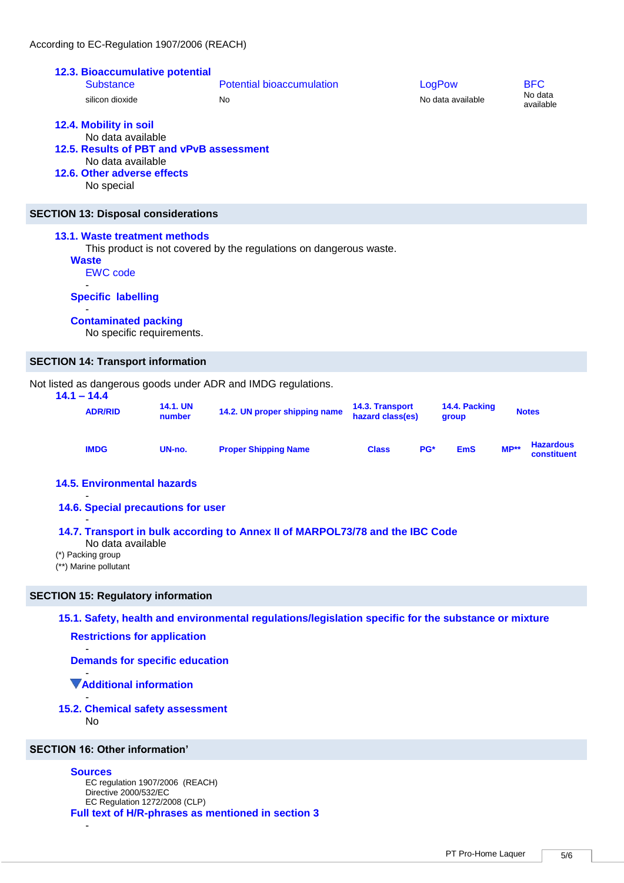According to EC-Regulation 1907/2006 (REACH)

### 12.3. Bioaccumulative potential

| Substance | Potential bioaccumulation | LogPow | BFC |
|---|---|---|---|
| silicon dioxide | No | No data available | No data available |

### 12.4. Mobility in soil

No data available

### 12.5. Results of PBT and vPvB assessment

No data available

### 12.6. Other adverse effects

No special

## SECTION 13: Disposal considerations

### 13.1. Waste treatment methods

This product is not covered by the regulations on dangerous waste.

**Waste**

EWC code

-

**Specific labelling**

-

**Contaminated packing**

No specific requirements.

## SECTION 14: Transport information

Not listed as dangerous goods under ADR and IMDG regulations.

### 14.1 – 14.4

| ADR/RID | 14.1. UN number | 14.2. UN proper shipping name | 14.3. Transport hazard class(es) | | 14.4. Packing group | | Notes |
|---|---|---|---|---|---|---|---|
| IMDG | UN-no. | Proper Shipping Name | Class | PG* | EmS | MP** | Hazardous constituent |

### 14.5. Environmental hazards

-

### 14.6. Special precautions for user

-

### 14.7. Transport in bulk according to Annex II of MARPOL73/78 and the IBC Code

No data available

(*) Packing group

(**) Marine pollutant

## SECTION 15: Regulatory information

### 15.1. Safety, health and environmental regulations/legislation specific for the substance or mixture

**Restrictions for application**

-

**Demands for specific education**

-

**Additional information**

-

### 15.2. Chemical safety assessment

No

## SECTION 16: Other information'

**Sources**

EC regulation 1907/2006 (REACH)
Directive 2000/532/EC
EC Regulation 1272/2008 (CLP)

**Full text of H/R-phrases as mentioned in section 3**

-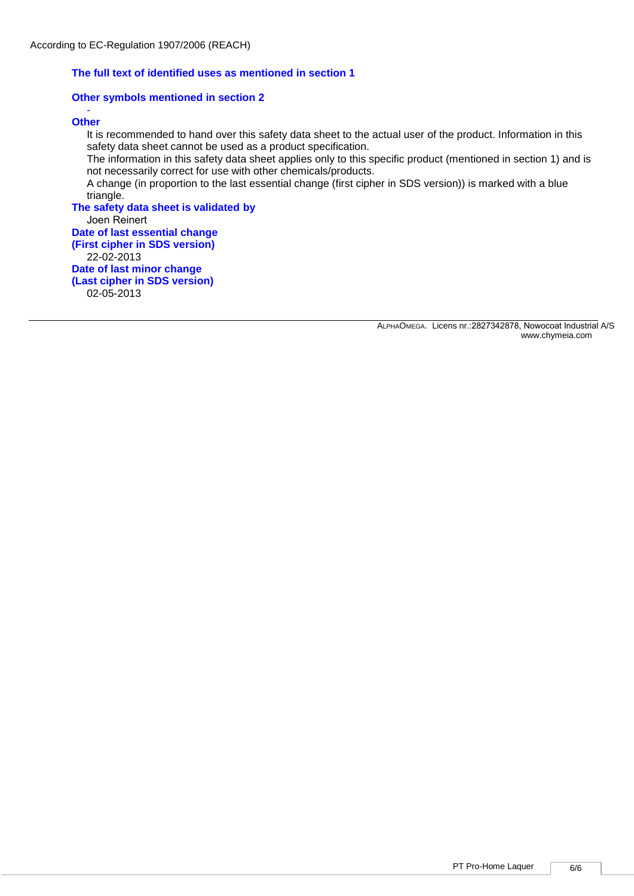**The full text of identified uses as mentioned in section 1**

**Other symbols mentioned in section 2**

-

**Other**

It is recommended to hand over this safety data sheet to the actual user of the product. Information in this safety data sheet cannot be used as a product specification.

The information in this safety data sheet applies only to this specific product (mentioned in section 1) and is not necessarily correct for use with other chemicals/products.

A change (in proportion to the last essential change (first cipher in SDS version)) is marked with a blue triangle.

**The safety data sheet is validated by**

Joen Reinert

**Date of last essential change**
**(First cipher in SDS version)**

22-02-2013

**Date of last minor change**
**(Last cipher in SDS version)**

02-05-2013